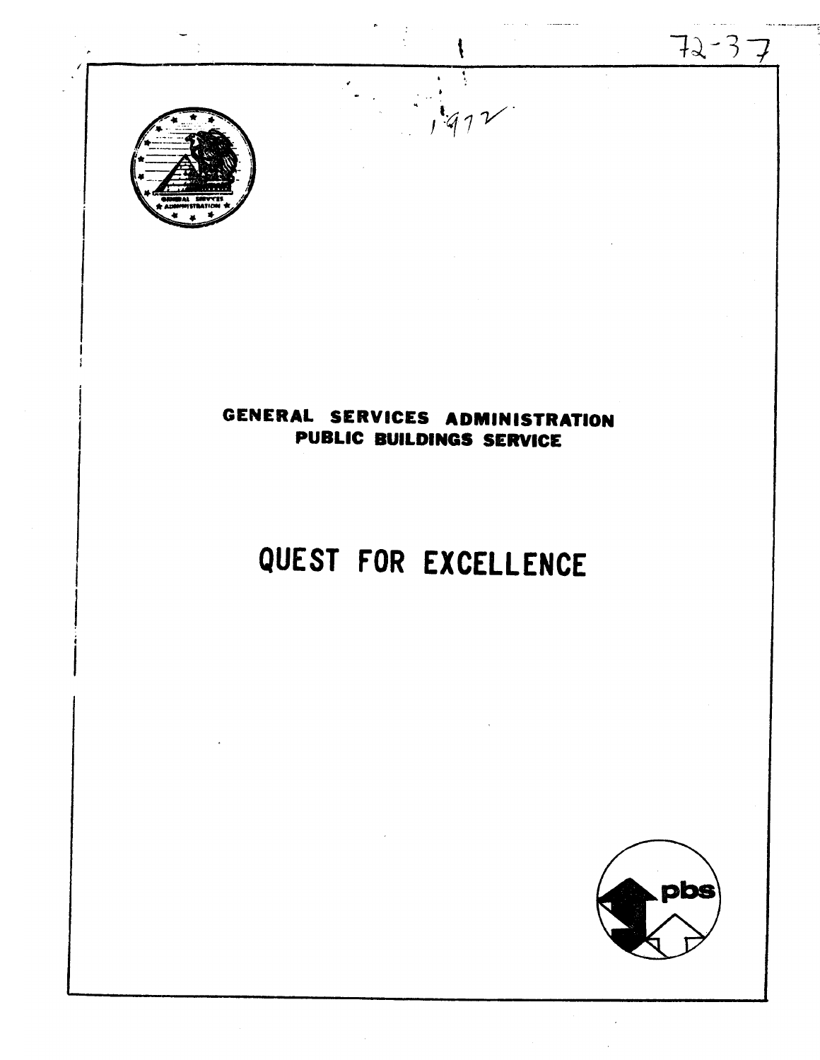72-37

1972

GENERAL SERVICES ADMINISTRATION
PUBLIC BUILDINGS SERVICE

# QUEST FOR EXCELLENCE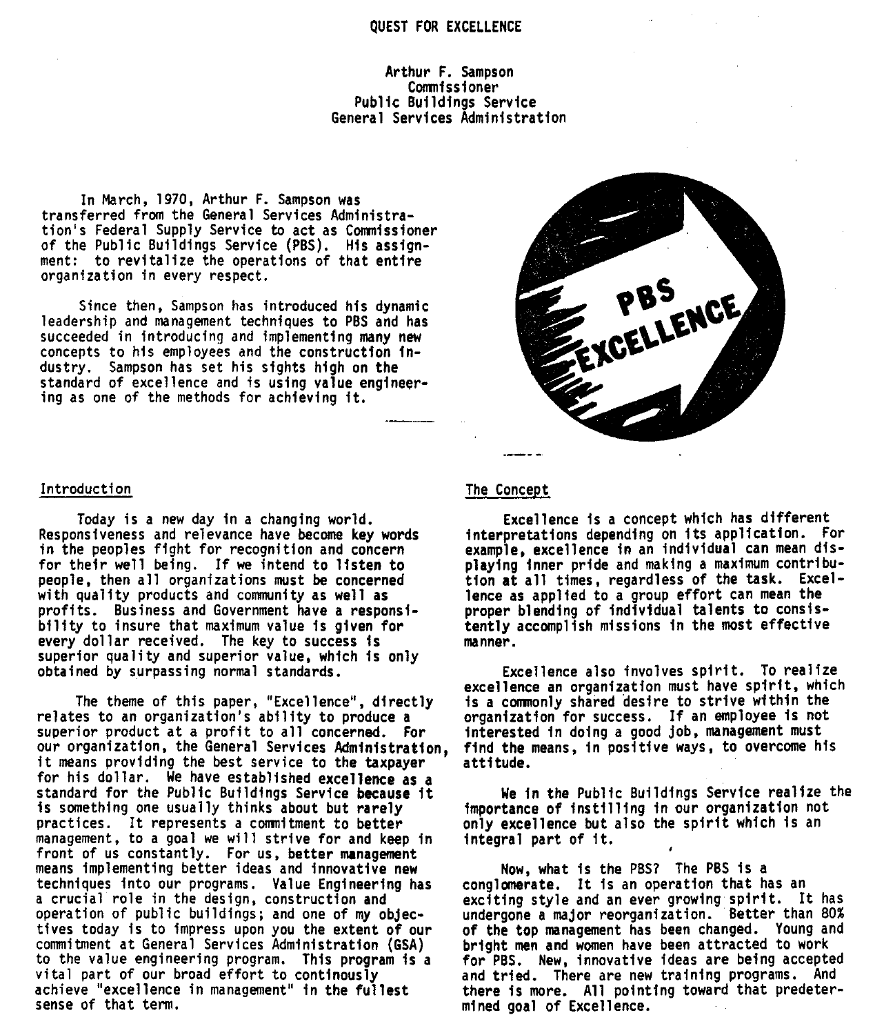# QUEST FOR EXCELLENCE

Arthur F. Sampson
Commissioner
Public Buildings Service
General Services Administration

In March, 1970, Arthur F. Sampson was transferred from the General Services Administration's Federal Supply Service to act as Commissioner of the Public Buildings Service (PBS). His assignment: to revitalize the operations of that entire organization in every respect.

Since then, Sampson has introduced his dynamic leadership and management techniques to PBS and has succeeded in introducing and implementing many new concepts to his employees and the construction industry. Sampson has set his sights high on the standard of excellence and is using value engineering as one of the methods for achieving it.

## Introduction

Today is a new day in a changing world. Responsiveness and relevance have become key words in the peoples fight for recognition and concern for their well being. If we intend to listen to people, then all organizations must be concerned with quality products and community as well as profits. Business and Government have a responsibility to insure that maximum value is given for every dollar received. The key to success is superior quality and superior value, which is only obtained by surpassing normal standards.

The theme of this paper, "Excellence", directly relates to an organization's ability to produce a superior product at a profit to all concerned. For our organization, the General Services Administration, it means providing the best service to the taxpayer for his dollar. We have established excellence as a standard for the Public Buildings Service because it is something one usually thinks about but rarely practices. It represents a commitment to better management, to a goal we will strive for and keep in front of us constantly. For us, better management means implementing better ideas and innovative new techniques into our programs. Value Engineering has a crucial role in the design, construction and operation of public buildings; and one of my objectives today is to impress upon you the extent of our commitment at General Services Administration (GSA) to the value engineering program. This program is a vital part of our broad effort to continously achieve "excellence in management" in the fullest sense of that term.

## The Concept

Excellence is a concept which has different interpretations depending on its application. For example, excellence in an individual can mean displaying inner pride and making a maximum contribution at all times, regardless of the task. Excellence as applied to a group effort can mean the proper blending of individual talents to consistently accomplish missions in the most effective manner.

Excellence also involves spirit. To realize excellence an organization must have spirit, which is a commonly shared desire to strive within the organization for success. If an employee is not interested in doing a good job, management must find the means, in positive ways, to overcome his attitude.

We in the Public Buildings Service realize the importance of instilling in our organization not only excellence but also the spirit which is an integral part of it.

Now, what is the PBS? The PBS is a conglomerate. It is an operation that has an exciting style and an ever growing spirit. It has undergone a major reorganization. Better than 80% of the top management has been changed. Young and bright men and women have been attracted to work for PBS. New, innovative ideas are being accepted and tried. There are new training programs. And there is more. All pointing toward that predetermined goal of Excellence.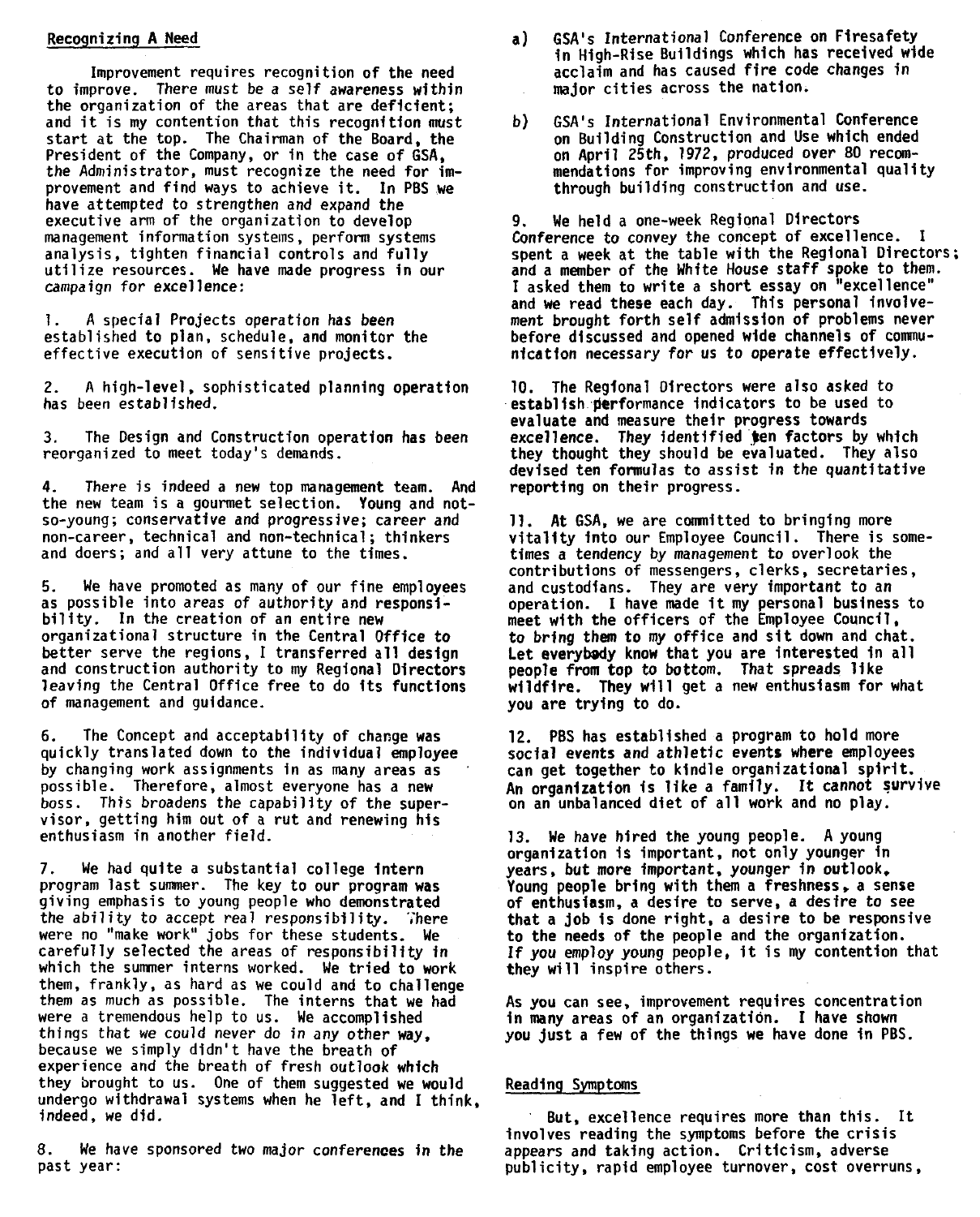## Recognizing A Need

Improvement requires recognition of the need to improve. There must be a self awareness within the organization of the areas that are deficient; and it is my contention that this recognition must start at the top. The Chairman of the Board, the President of the Company, or in the case of GSA, the Administrator, must recognize the need for improvement and find ways to achieve it. In PBS we have attempted to strengthen and expand the executive arm of the organization to develop management information systems, perform systems analysis, tighten financial controls and fully utilize resources. We have made progress in our campaign for excellence:

1. A special Projects operation has been established to plan, schedule, and monitor the effective execution of sensitive projects.

2. A high-level, sophisticated planning operation has been established.

3. The Design and Construction operation has been reorganized to meet today's demands.

4. There is indeed a new top management team. And the new team is a gourmet selection. Young and not-so-young; conservative and progressive; career and non-career, technical and non-technical; thinkers and doers; and all very attune to the times.

5. We have promoted as many of our fine employees as possible into areas of authority and responsibility. In the creation of an entire new organizational structure in the Central Office to better serve the regions, I transferred all design and construction authority to my Regional Directors leaving the Central Office free to do its functions of management and guidance.

6. The Concept and acceptability of change was quickly translated down to the individual employee by changing work assignments in as many areas as possible. Therefore, almost everyone has a new boss. This broadens the capability of the supervisor, getting him out of a rut and renewing his enthusiasm in another field.

7. We had quite a substantial college intern program last summer. The key to our program was giving emphasis to young people who demonstrated the ability to accept real responsibility. There were no "make work" jobs for these students. We carefully selected the areas of responsibility in which the summer interns worked. We tried to work them, frankly, as hard as we could and to challenge them as much as possible. The interns that we had were a tremendous help to us. We accomplished things that we could never do in any other way, because we simply didn't have the breath of experience and the breath of fresh outlook which they brought to us. One of them suggested we would undergo withdrawal systems when he left, and I think, indeed, we did.

8. We have sponsored two major conferences in the past year:

a) GSA's International Conference on Firesafety in High-Rise Buildings which has received wide acclaim and has caused fire code changes in major cities across the nation.

b) GSA's International Environmental Conference on Building Construction and Use which ended on April 25th, 1972, produced over 80 recommendations for improving environmental quality through building construction and use.

9. We held a one-week Regional Directors Conference to convey the concept of excellence. I spent a week at the table with the Regional Directors; and a member of the White House staff spoke to them. I asked them to write a short essay on "excellence" and we read these each day. This personal involvement brought forth self admission of problems never before discussed and opened wide channels of communication necessary for us to operate effectively.

10. The Regional Directors were also asked to establish performance indicators to be used to evaluate and measure their progress towards excellence. They identified ten factors by which they thought they should be evaluated. They also devised ten formulas to assist in the quantitative reporting on their progress.

11. At GSA, we are committed to bringing more vitality into our Employee Council. There is sometimes a tendency by management to overlook the contributions of messengers, clerks, secretaries, and custodians. They are very important to an operation. I have made it my personal business to meet with the officers of the Employee Council, to bring them to my office and sit down and chat. Let everybody know that you are interested in all people from top to bottom. That spreads like wildfire. They will get a new enthusiasm for what you are trying to do.

12. PBS has established a program to hold more social events and athletic events where employees can get together to kindle organizational spirit. An organization is like a family. It cannot survive on an unbalanced diet of all work and no play.

13. We have hired the young people. A young organization is important, not only younger in years, but more important, younger in outlook. Young people bring with them a freshness, a sense of enthusiasm, a desire to serve, a desire to see that a job is done right, a desire to be responsive to the needs of the people and the organization. If you employ young people, it is my contention that they will inspire others.

As you can see, improvement requires concentration in many areas of an organization. I have shown you just a few of the things we have done in PBS.

## Reading Symptoms

But, excellence requires more than this. It involves reading the symptoms before the crisis appears and taking action. Criticism, adverse publicity, rapid employee turnover, cost overruns,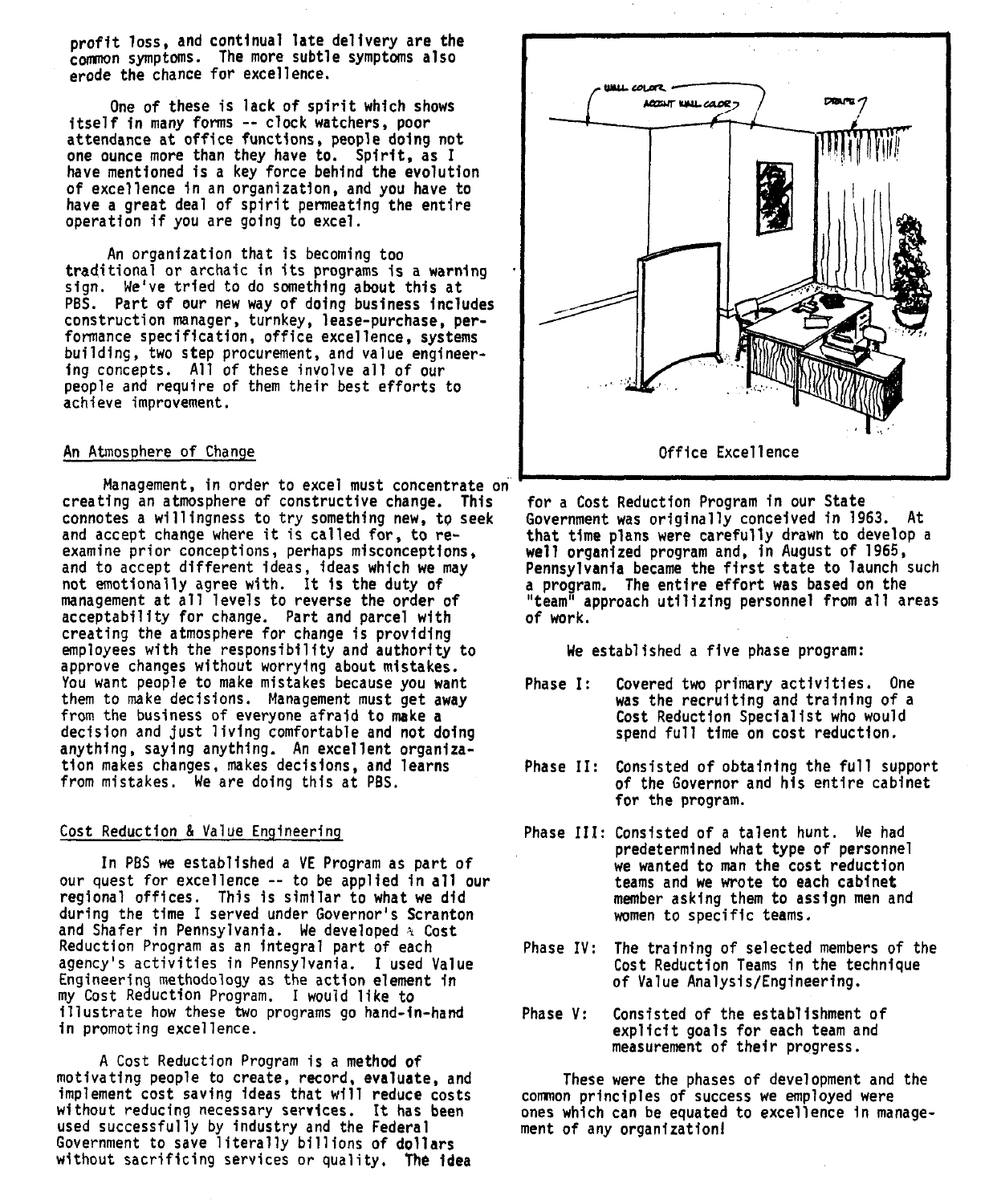profit loss, and continual late delivery are the common symptoms. The more subtle symptoms also erode the chance for excellence.

One of these is lack of spirit which shows itself in many forms -- clock watchers, poor attendance at office functions, people doing not one ounce more than they have to. Spirit, as I have mentioned is a key force behind the evolution of excellence in an organization, and you have to have a great deal of spirit permeating the entire operation if you are going to excel.

An organization that is becoming too traditional or archaic in its programs is a warning sign. We've tried to do something about this at PBS. Part of our new way of doing business includes construction manager, turnkey, lease-purchase, performance specification, office excellence, systems building, two step procurement, and value engineering concepts. All of these involve all of our people and require of them their best efforts to achieve improvement.

## An Atmosphere of Change

Management, in order to excel must concentrate on creating an atmosphere of constructive change. This connotes a willingness to try something new, to seek and accept change where it is called for, to re-examine prior conceptions, perhaps misconceptions, and to accept different ideas, ideas which we may not emotionally agree with. It is the duty of management at all levels to reverse the order of acceptability for change. Part and parcel with creating the atmosphere for change is providing employees with the responsibility and authority to approve changes without worrying about mistakes. You want people to make mistakes because you want them to make decisions. Management must get away from the business of everyone afraid to make a decision and just living comfortable and not doing anything, saying anything. An excellent organization makes changes, makes decisions, and learns from mistakes. We are doing this at PBS.

## Cost Reduction & Value Engineering

In PBS we established a VE Program as part of our quest for excellence -- to be applied in all our regional offices. This is similar to what we did during the time I served under Governor's Scranton and Shafer in Pennsylvania. We developed a Cost Reduction Program as an integral part of each agency's activities in Pennsylvania. I used Value Engineering methodology as the action element in my Cost Reduction Program. I would like to illustrate how these two programs go hand-in-hand in promoting excellence.

A Cost Reduction Program is a method of motivating people to create, record, evaluate, and implement cost saving ideas that will reduce costs without reducing necessary services. It has been used successfully by industry and the Federal Government to save literally billions of dollars without sacrificing services or quality. The idea for a Cost Reduction Program in our State Government was originally conceived in 1963. At that time plans were carefully drawn to develop a well organized program and, in August of 1965, Pennsylvania became the first state to launch such a program. The entire effort was based on the "team" approach utilizing personnel from all areas of work.

Office Excellence

We established a five phase program:

- **Phase I:** Covered two primary activities. One was the recruiting and training of a Cost Reduction Specialist who would spend full time on cost reduction.
- **Phase II:** Consisted of obtaining the full support of the Governor and his entire cabinet for the program.
- **Phase III:** Consisted of a talent hunt. We had predetermined what type of personnel we wanted to man the cost reduction teams and we wrote to each cabinet member asking them to assign men and women to specific teams.
- **Phase IV:** The training of selected members of the Cost Reduction Teams in the technique of Value Analysis/Engineering.
- **Phase V:** Consisted of the establishment of explicit goals for each team and measurement of their progress.

These were the phases of development and the common principles of success we employed were ones which can be equated to excellence in management of any organization!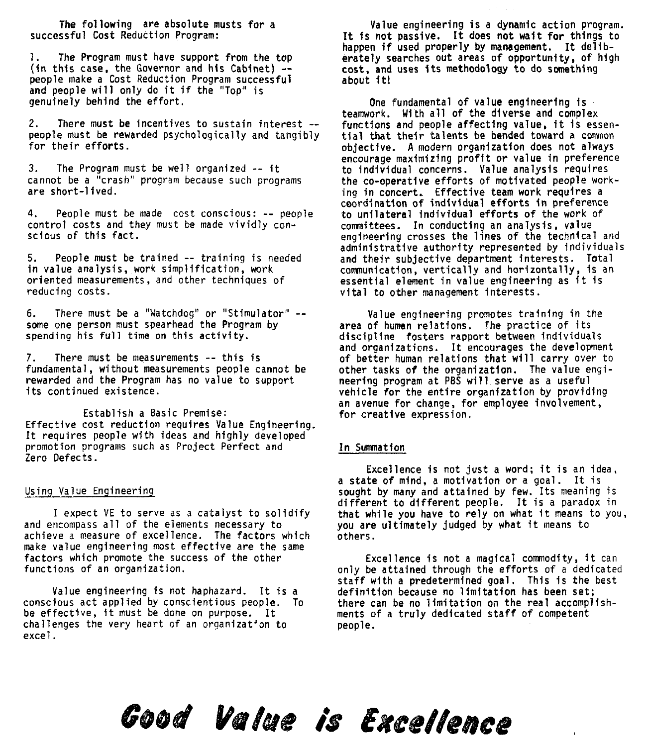The following are absolute musts for a successful Cost Reduction Program:

1. The Program must have support from the top (in this case, the Governor and his Cabinet) -- people make a Cost Reduction Program successful and people will only do it if the "Top" is genuinely behind the effort.

2. There must be incentives to sustain interest -- people must be rewarded psychologically and tangibly for their efforts.

3. The Program must be well organized -- it cannot be a "crash" program because such programs are short-lived.

4. People must be made cost conscious: -- people control costs and they must be made vividly conscious of this fact.

5. People must be trained -- training is needed in value analysis, work simplification, work oriented measurements, and other techniques of reducing costs.

6. There must be a "Watchdog" or "Stimulator" -- some one person must spearhead the Program by spending his full time on this activity.

7. There must be measurements -- this is fundamental, without measurements people cannot be rewarded and the Program has no value to support its continued existence.

Establish a Basic Premise:
Effective cost reduction requires Value Engineering. It requires people with ideas and highly developed promotion programs such as Project Perfect and Zero Defects.

## Using Value Engineering

I expect VE to serve as a catalyst to solidify and encompass all of the elements necessary to achieve a measure of excellence. The factors which make value engineering most effective are the same factors which promote the success of the other functions of an organization.

Value engineering is not haphazard. It is a conscious act applied by conscientious people. To be effective, it must be done on purpose. It challenges the very heart of an organizat'on to excel.

Value engineering is a dynamic action program. It is not passive. It does not wait for things to happen if used properly by management. It deliberately searches out areas of opportunity, of high cost, and uses its methodology to do something about it!

One fundamental of value engineering is teamwork. With all of the diverse and complex functions and people affecting value, it is essential that their talents be bended toward a common objective. A modern organization does not always encourage maximizing profit or value in preference to individual concerns. Value analysis requires the co-operative efforts of motivated people working in concert. Effective team work requires a coordination of individual efforts in preference to unilateral individual efforts of the work of committees. In conducting an analysis, value engineering crosses the lines of the technical and administrative authority represented by individuals and their subjective department interests. Total communication, vertically and horizontally, is an essential element in value engineering as it is vital to other management interests.

Value engineering promotes training in the area of human relations. The practice of its discipline fosters rapport between individuals and organizations. It encourages the development of better human relations that will carry over to other tasks of the organization. The value engineering program at PBS will serve as a useful vehicle for the entire organization by providing an avenue for change, for employee involvement, for creative expression.

## In Summation

Excellence is not just a word; it is an idea, a state of mind, a motivation or a goal. It is sought by many and attained by few. Its meaning is different to different people. It is a paradox in that while you have to rely on what it means to you, you are ultimately judged by what it means to others.

Excellence is not a magical commodity, it can only be attained through the efforts of a dedicated staff with a predetermined goal. This is the best definition because no limitation has been set; there can be no limitation on the real accomplishments of a truly dedicated staff of competent people.

***Good Value is Excellence***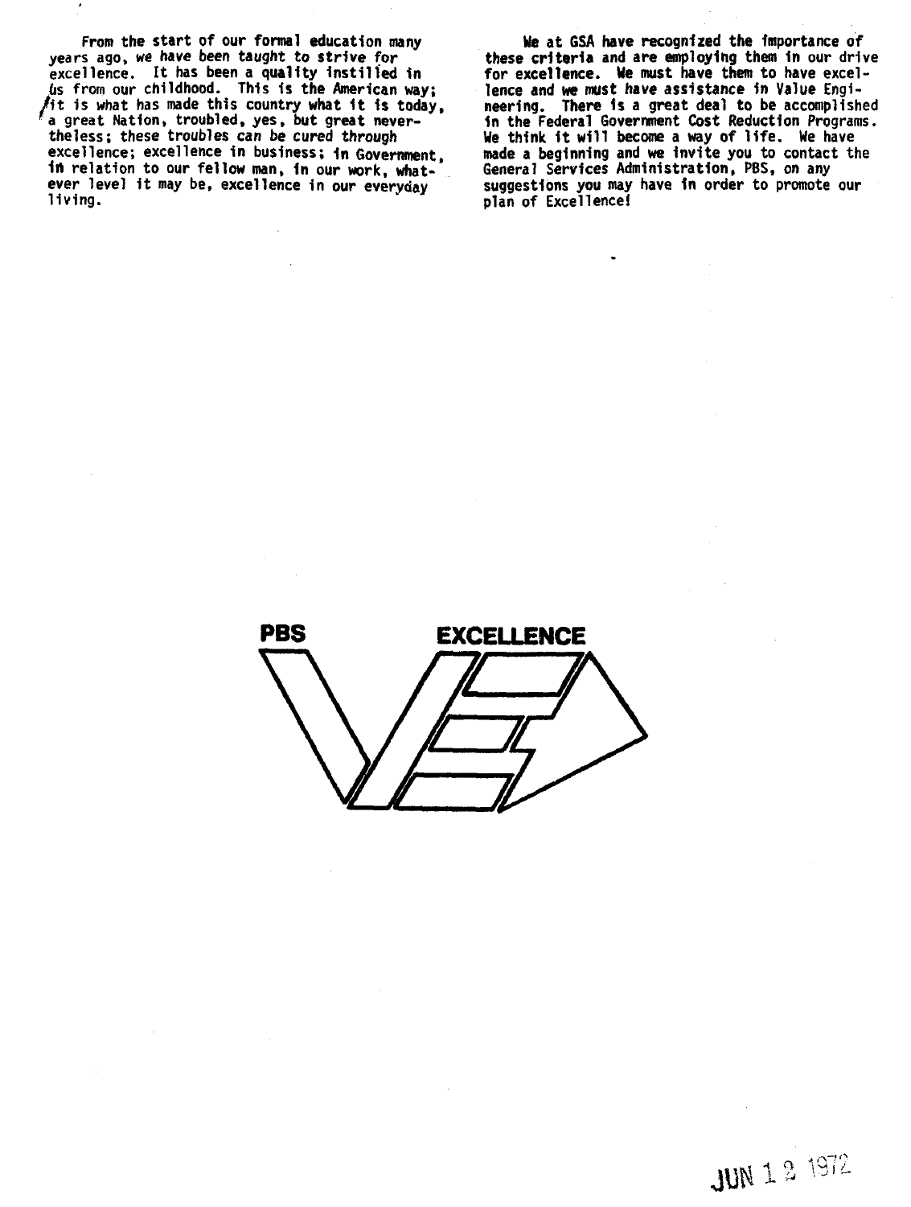From the start of our formal education many years ago, we have been taught to strive for excellence. It has been a quality instilled in us from our childhood. This is the American way; it is what has made this country what it is today, a great Nation, troubled, yes, but great nevertheless; these troubles can be cured through excellence; excellence in business; in Government, in relation to our fellow man, in our work, whatever level it may be, excellence in our everyday living.

We at GSA have recognized the importance of these criteria and are employing them in our drive for excellence. We must have them to have excellence and we must have assistance in Value Engineering. There is a great deal to be accomplished in the Federal Government Cost Reduction Programs. We think it will become a way of life. We have made a beginning and we invite you to contact the General Services Administration, PBS, on any suggestions you may have in order to promote our plan of Excellence!

PBS EXCELLENCE

JUN 12 1972